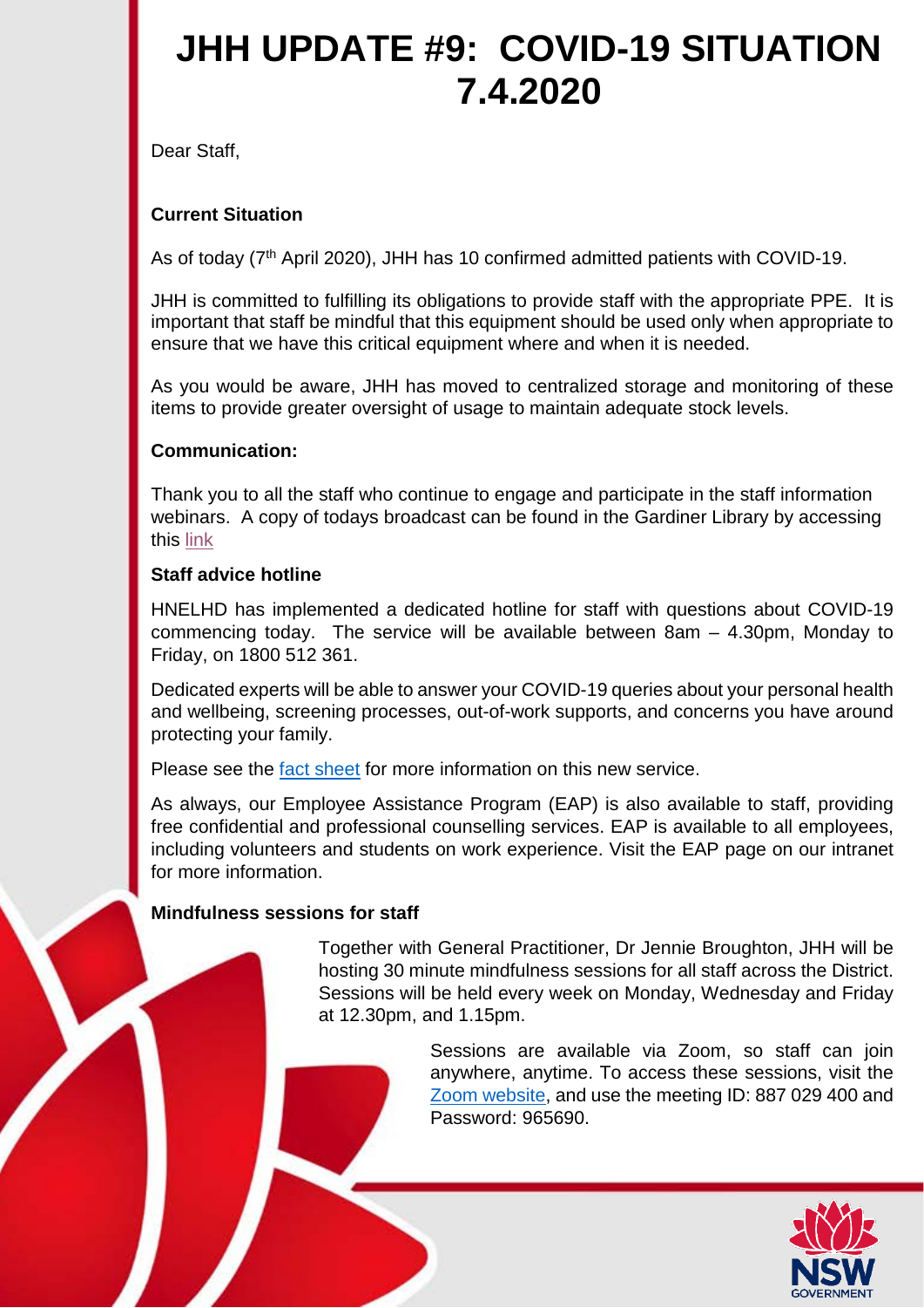# JHH UPDATE #9: COVID-19 SITUATION 7.4.2020

Dear Staff,

**Current Situation**

As of today (7th April 2020), JHH has 10 confirmed admitted patients with COVID-19.

JHH is committed to fulfilling its obligations to provide staff with the appropriate PPE. It is important that staff be mindful that this equipment should be used only when appropriate to ensure that we have this critical equipment where and when it is needed.

As you would be aware, JHH has moved to centralized storage and monitoring of these items to provide greater oversight of usage to maintain adequate stock levels.

**Communication:**

Thank you to all the staff who continue to engage and participate in the staff information webinars. A copy of todays broadcast can be found in the Gardiner Library by accessing this link

**Staff advice hotline**

HNELHD has implemented a dedicated hotline for staff with questions about COVID-19 commencing today. The service will be available between 8am – 4.30pm, Monday to Friday, on 1800 512 361.

Dedicated experts will be able to answer your COVID-19 queries about your personal health and wellbeing, screening processes, out-of-work supports, and concerns you have around protecting your family.

Please see the fact sheet for more information on this new service.

As always, our Employee Assistance Program (EAP) is also available to staff, providing free confidential and professional counselling services. EAP is available to all employees, including volunteers and students on work experience. Visit the EAP page on our intranet for more information.

**Mindfulness sessions for staff**

Together with General Practitioner, Dr Jennie Broughton, JHH will be hosting 30 minute mindfulness sessions for all staff across the District. Sessions will be held every week on Monday, Wednesday and Friday at 12.30pm, and 1.15pm.

Sessions are available via Zoom, so staff can join anywhere, anytime. To access these sessions, visit the Zoom website, and use the meeting ID: 887 029 400 and Password: 965690.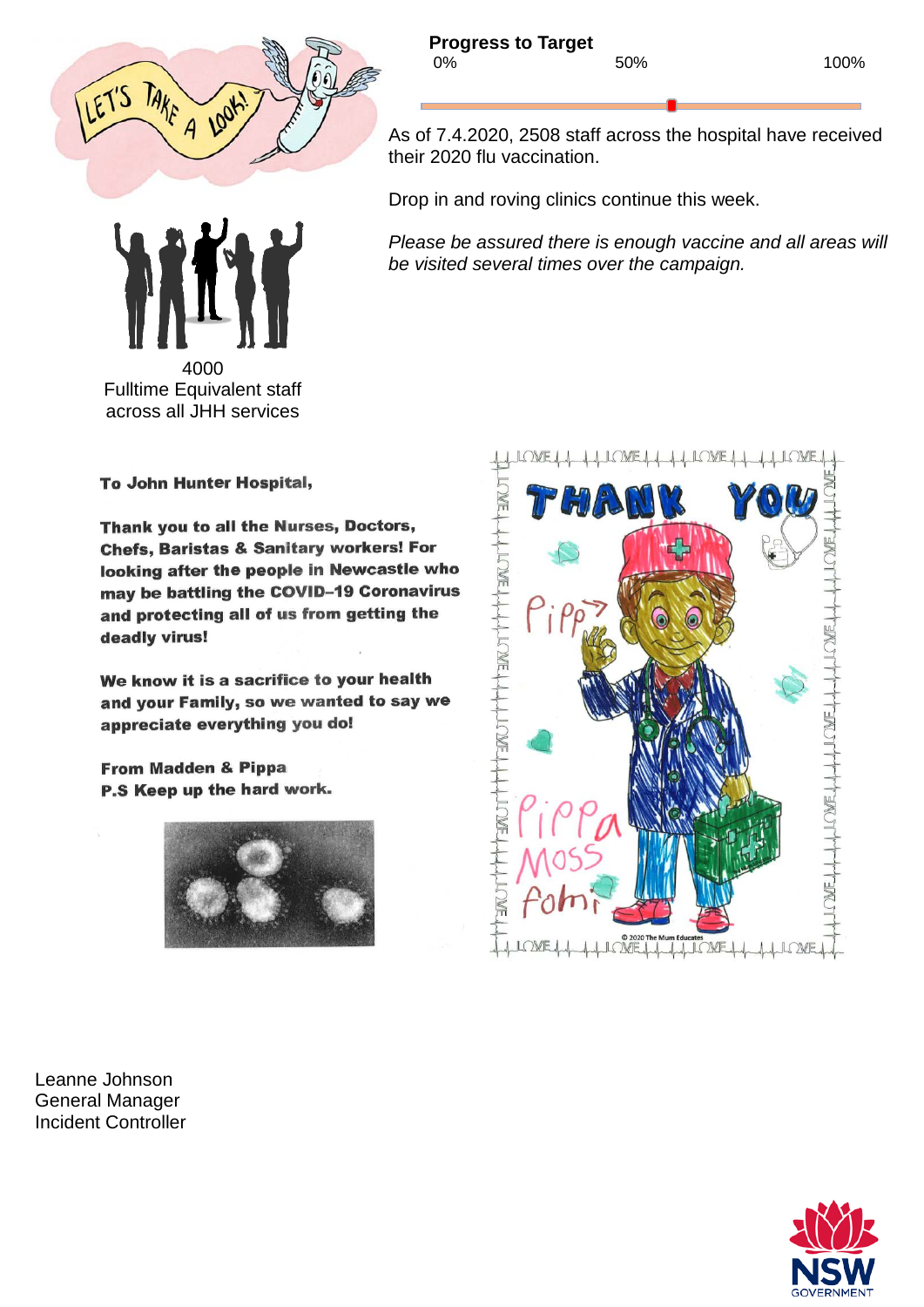**Progress to Target**

0% 50% 100%

As of 7.4.2020, 2508 staff across the hospital have received their 2020 flu vaccination.

Drop in and roving clinics continue this week.

*Please be assured there is enough vaccine and all areas will be visited several times over the campaign.*

4000
Fulltime Equivalent staff
across all JHH services

**To John Hunter Hospital,**

**Thank you to all the Nurses, Doctors, Chefs, Baristas & Sanitary workers! For looking after the people in Newcastle who may be battling the COVID-19 Coronavirus and protecting all of us from getting the deadly virus!**

**We know it is a sacrifice to your health and your Family, so we wanted to say we appreciate everything you do!**

**From Madden & Pippa**
**P.S Keep up the hard work.**

Leanne Johnson
General Manager
Incident Controller